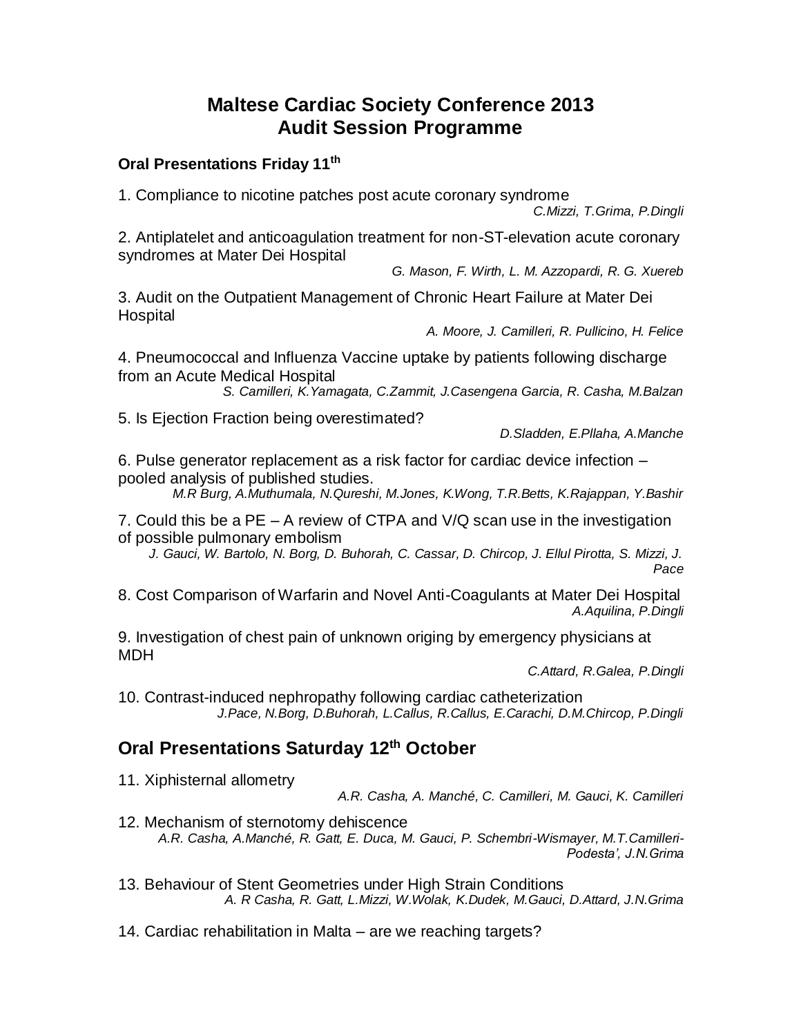# Maltese Cardiac Society Conference 2013
# Audit Session Programme

### Oral Presentations Friday 11th

1. Compliance to nicotine patches post acute coronary syndrome
*C.Mizzi, T.Grima, P.Dingli*

2. Antiplatelet and anticoagulation treatment for non-ST-elevation acute coronary syndromes at Mater Dei Hospital
*G. Mason, F. Wirth, L. M. Azzopardi, R. G. Xuereb*

3. Audit on the Outpatient Management of Chronic Heart Failure at Mater Dei Hospital
*A. Moore, J. Camilleri, R. Pullicino, H. Felice*

4. Pneumococcal and Influenza Vaccine uptake by patients following discharge from an Acute Medical Hospital
*S. Camilleri, K.Yamagata, C.Zammit, J.Casengena Garcia, R. Casha, M.Balzan*

5. Is Ejection Fraction being overestimated?
*D.Sladden, E.Pllaha, A.Manche*

6. Pulse generator replacement as a risk factor for cardiac device infection – pooled analysis of published studies.
*M.R Burg, A.Muthumala, N.Qureshi, M.Jones, K.Wong, T.R.Betts, K.Rajappan, Y.Bashir*

7. Could this be a PE – A review of CTPA and V/Q scan use in the investigation of possible pulmonary embolism
*J. Gauci, W. Bartolo, N. Borg, D. Buhorah, C. Cassar, D. Chircop, J. Ellul Pirotta, S. Mizzi, J. Pace*

8. Cost Comparison of Warfarin and Novel Anti-Coagulants at Mater Dei Hospital
*A.Aquilina, P.Dingli*

9. Investigation of chest pain of unknown origing by emergency physicians at MDH
*C.Attard, R.Galea, P.Dingli*

10. Contrast-induced nephropathy following cardiac catheterization
*J.Pace, N.Borg, D.Buhorah, L.Callus, R.Callus, E.Carachi, D.M.Chircop, P.Dingli*

## Oral Presentations Saturday 12th October

11. Xiphisternal allometry
*A.R. Casha, A. Manché, C. Camilleri, M. Gauci, K. Camilleri*

12. Mechanism of sternotomy dehiscence
*A.R. Casha, A.Manché, R. Gatt, E. Duca, M. Gauci, P. Schembri-Wismayer, M.T.Camilleri-Podesta', J.N.Grima*

13. Behaviour of Stent Geometries under High Strain Conditions
*A. R Casha, R. Gatt, L.Mizzi, W.Wolak, K.Dudek, M.Gauci, D.Attard, J.N.Grima*

14. Cardiac rehabilitation in Malta – are we reaching targets?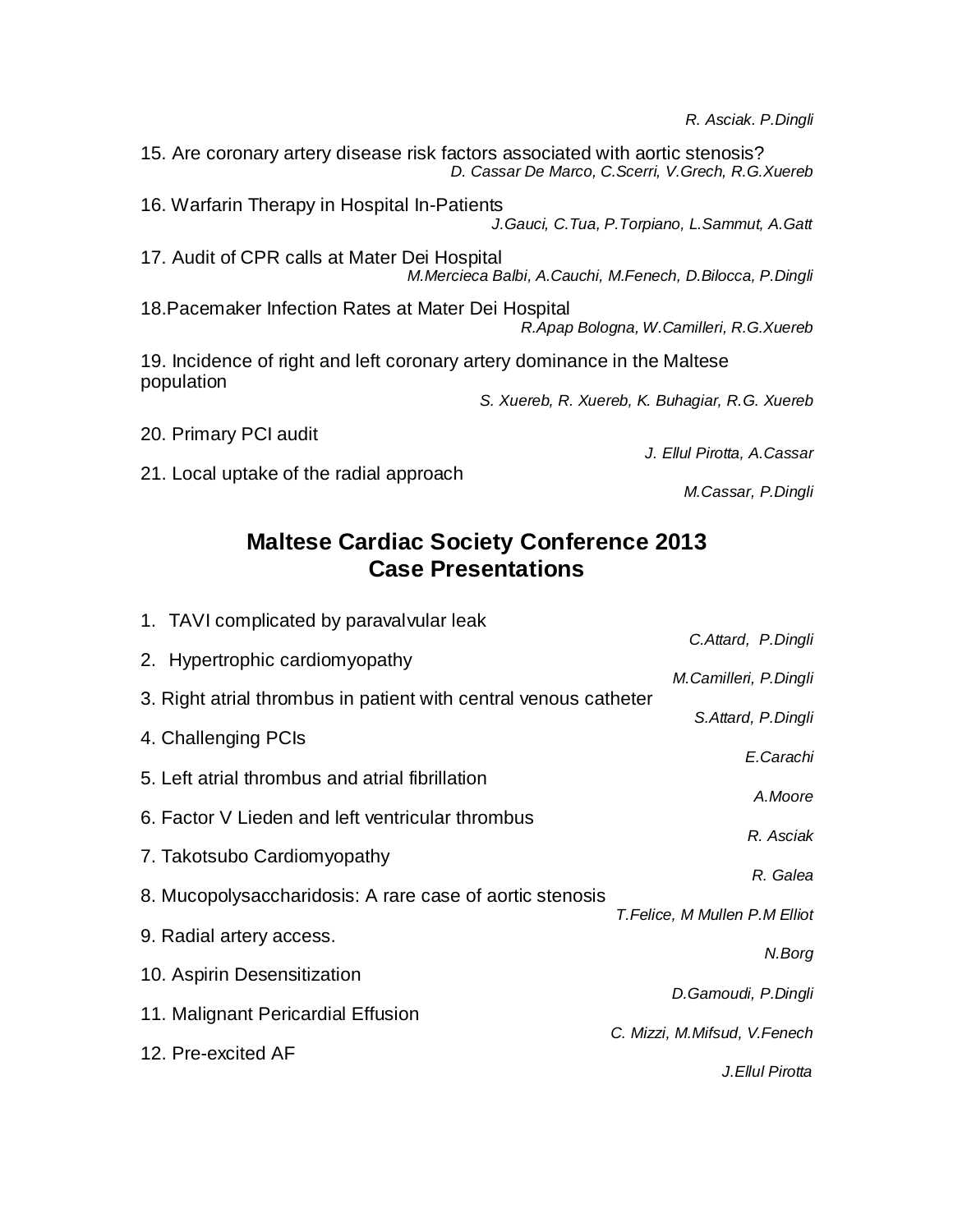*R. Asciak. P.Dingli*

15. Are coronary artery disease risk factors associated with aortic stenosis?
*D. Cassar De Marco, C.Scerri, V.Grech, R.G.Xuereb*

16. Warfarin Therapy in Hospital In-Patients
*J.Gauci, C.Tua, P.Torpiano, L.Sammut, A.Gatt*

17. Audit of CPR calls at Mater Dei Hospital
*M.Mercieca Balbi, A.Cauchi, M.Fenech, D.Bilocca, P.Dingli*

18.Pacemaker Infection Rates at Mater Dei Hospital
*R.Apap Bologna, W.Camilleri, R.G.Xuereb*

19. Incidence of right and left coronary artery dominance in the Maltese population
*S. Xuereb, R. Xuereb, K. Buhagiar, R.G. Xuereb*

20. Primary PCI audit
*J. Ellul Pirotta, A.Cassar*

21. Local uptake of the radial approach
*M.Cassar, P.Dingli*

## Maltese Cardiac Society Conference 2013
## Case Presentations

1. TAVI complicated by paravalvular leak
*C.Attard, P.Dingli*

2. Hypertrophic cardiomyopathy
*M.Camilleri, P.Dingli*

3. Right atrial thrombus in patient with central venous catheter
*S.Attard, P.Dingli*

4. Challenging PCIs
*E.Carachi*

5. Left atrial thrombus and atrial fibrillation
*A.Moore*

6. Factor V Lieden and left ventricular thrombus
*R. Asciak*

7. Takotsubo Cardiomyopathy
*R. Galea*

8. Mucopolysaccharidosis: A rare case of aortic stenosis
*T.Felice, M Mullen P.M Elliot*

9. Radial artery access.
*N.Borg*

10. Aspirin Desensitization
*D.Gamoudi, P.Dingli*

11. Malignant Pericardial Effusion
*C. Mizzi, M.Mifsud, V.Fenech*

12. Pre-excited AF
*J.Ellul Pirotta*